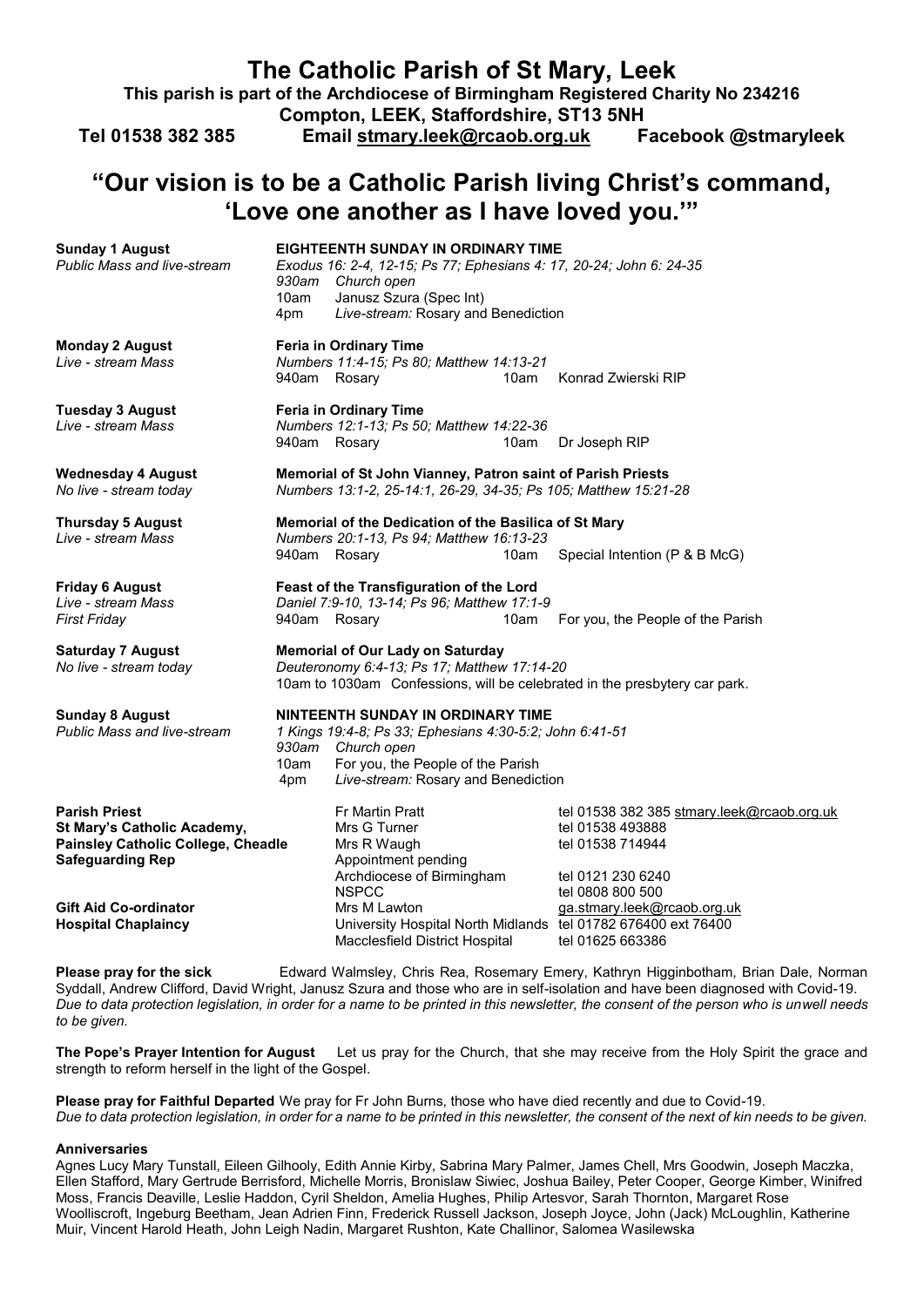# The Catholic Parish of St Mary, Leek

**This parish is part of the Archdiocese of Birmingham Registered Charity No 234216**
**Compton, LEEK, Staffordshire, ST13 5NH**
**Tel 01538 382 385 Email stmary.leek@rcaob.org.uk Facebook @stmaryleek**

## "Our vision is to be a Catholic Parish living Christ's command, 'Love one another as I have loved you.'"

**Sunday 1 August** — **EIGHTEENTH SUNDAY IN ORDINARY TIME**
*Public Mass and live-stream* — *Exodus 16: 2-4, 12-15; Ps 77; Ephesians 4: 17, 20-24; John 6: 24-35*
*930am Church open*
10am Janusz Szura (Spec Int)
4pm *Live-stream:* Rosary and Benediction

**Monday 2 August** — **Feria in Ordinary Time**
*Live - stream Mass* — *Numbers 11:4-15; Ps 80; Matthew 14:13-21*
940am Rosary — 10am Konrad Zwierski RIP

**Tuesday 3 August** — **Feria in Ordinary Time**
*Live - stream Mass* — *Numbers 12:1-13; Ps 50; Matthew 14:22-36*
940am Rosary — 10am Dr Joseph RIP

**Wednesday 4 August** — **Memorial of St John Vianney, Patron saint of Parish Priests**
*No live - stream today* — *Numbers 13:1-2, 25-14:1, 26-29, 34-35; Ps 105; Matthew 15:21-28*

**Thursday 5 August** — **Memorial of the Dedication of the Basilica of St Mary**
*Live - stream Mass* — *Numbers 20:1-13, Ps 94; Matthew 16:13-23*
940am Rosary — 10am Special Intention (P & B McG)

**Friday 6 August** — **Feast of the Transfiguration of the Lord**
*Live - stream Mass* — *Daniel 7:9-10, 13-14; Ps 96; Matthew 17:1-9*
*First Friday*
940am Rosary — 10am For you, the People of the Parish

**Saturday 7 August** — **Memorial of Our Lady on Saturday**
*No live - stream today* — *Deuteronomy 6:4-13; Ps 17; Matthew 17:14-20*
10am to 1030am Confessions, will be celebrated in the presbytery car park.

**Sunday 8 August** — **NINTEENTH SUNDAY IN ORDINARY TIME**
*Public Mass and live-stream* — *1 Kings 19:4-8; Ps 33; Ephesians 4:30-5:2; John 6:41-51*
*930am Church open*
10am For you, the People of the Parish
4pm *Live-stream:* Rosary and Benediction

| | | |
|---|---|---|
| **Parish Priest** | Fr Martin Pratt | tel 01538 382 385 stmary.leek@rcaob.org.uk |
| **St Mary's Catholic Academy,** | Mrs G Turner | tel 01538 493888 |
| **Painsley Catholic College, Cheadle** | Mrs R Waugh | tel 01538 714944 |
| **Safeguarding Rep** | Appointment pending | |
| | Archdiocese of Birmingham | tel 0121 230 6240 |
| | NSPCC | tel 0808 800 500 |
| **Gift Aid Co-ordinator** | Mrs M Lawton | ga.stmary.leek@rcaob.org.uk |
| **Hospital Chaplaincy** | University Hospital North Midlands | tel 01782 676400 ext 76400 |
| | Macclesfield District Hospital | tel 01625 663386 |

**Please pray for the sick** Edward Walmsley, Chris Rea, Rosemary Emery, Kathryn Higginbotham, Brian Dale, Norman Syddall, Andrew Clifford, David Wright, Janusz Szura and those who are in self-isolation and have been diagnosed with Covid-19. *Due to data protection legislation, in order for a name to be printed in this newsletter, the consent of the person who is unwell needs to be given.*

**The Pope's Prayer Intention for August** Let us pray for the Church, that she may receive from the Holy Spirit the grace and strength to reform herself in the light of the Gospel.

**Please pray for Faithful Departed** We pray for Fr John Burns, those who have died recently and due to Covid-19. *Due to data protection legislation, in order for a name to be printed in this newsletter, the consent of the next of kin needs to be given.*

**Anniversaries**
Agnes Lucy Mary Tunstall, Eileen Gilhooly, Edith Annie Kirby, Sabrina Mary Palmer, James Chell, Mrs Goodwin, Joseph Maczka, Ellen Stafford, Mary Gertrude Berrisford, Michelle Morris, Bronislaw Siwiec, Joshua Bailey, Peter Cooper, George Kimber, Winifred Moss, Francis Deaville, Leslie Haddon, Cyril Sheldon, Amelia Hughes, Philip Artesvor, Sarah Thornton, Margaret Rose Woolliscroft, Ingeburg Beetham, Jean Adrien Finn, Frederick Russell Jackson, Joseph Joyce, John (Jack) McLoughlin, Katherine Muir, Vincent Harold Heath, John Leigh Nadin, Margaret Rushton, Kate Challinor, Salomea Wasilewska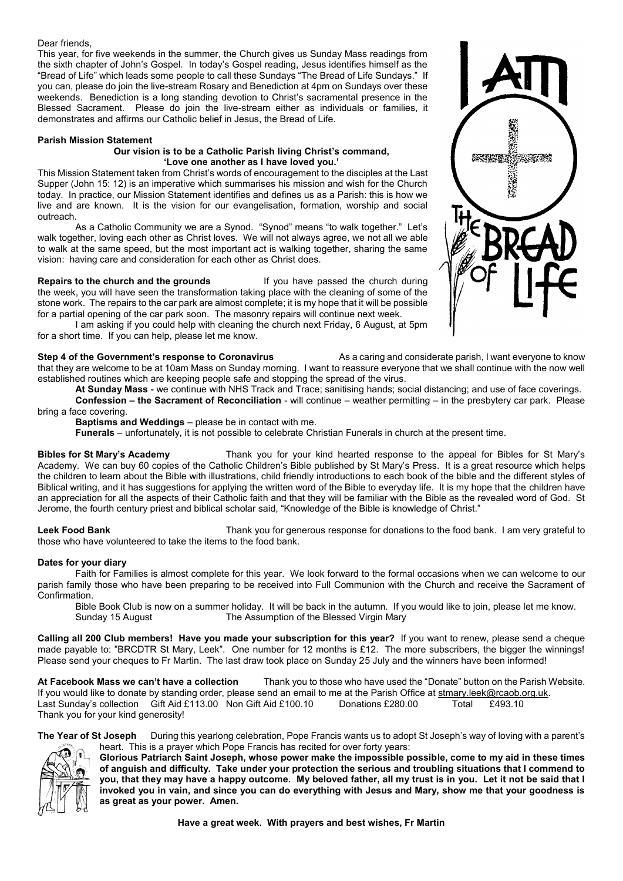Dear friends,

This year, for five weekends in the summer, the Church gives us Sunday Mass readings from the sixth chapter of John's Gospel. In today's Gospel reading, Jesus identifies himself as the "Bread of Life" which leads some people to call these Sundays "The Bread of Life Sundays." If you can, please do join the live-stream Rosary and Benediction at 4pm on Sundays over these weekends. Benediction is a long standing devotion to Christ's sacramental presence in the Blessed Sacrament. Please do join the live-stream either as individuals or families, it demonstrates and affirms our Catholic belief in Jesus, the Bread of Life.

**Parish Mission Statement**

**Our vision is to be a Catholic Parish living Christ's command, 'Love one another as I have loved you.'**

This Mission Statement taken from Christ's words of encouragement to the disciples at the Last Supper (John 15: 12) is an imperative which summarises his mission and wish for the Church today. In practice, our Mission Statement identifies and defines us as a Parish: this is how we live and are known. It is the vision for our evangelisation, formation, worship and social outreach.

As a Catholic Community we are a Synod. "Synod" means "to walk together." Let's walk together, loving each other as Christ loves. We will not always agree, we not all we able to walk at the same speed, but the most important act is walking together, sharing the same vision: having care and consideration for each other as Christ does.

**Repairs to the church and the grounds** If you have passed the church during the week, you will have seen the transformation taking place with the cleaning of some of the stone work. The repairs to the car park are almost complete; it is my hope that it will be possible for a partial opening of the car park soon. The masonry repairs will continue next week.

I am asking if you could help with cleaning the church next Friday, 6 August, at 5pm for a short time. If you can help, please let me know.

**Step 4 of the Government's response to Coronavirus** As a caring and considerate parish, I want everyone to know that they are welcome to be at 10am Mass on Sunday morning. I want to reassure everyone that we shall continue with the now well established routines which are keeping people safe and stopping the spread of the virus.

**At Sunday Mass** - we continue with NHS Track and Trace; sanitising hands; social distancing; and use of face coverings.

**Confession – the Sacrament of Reconciliation** - will continue – weather permitting – in the presbytery car park. Please bring a face covering.

**Baptisms and Weddings** – please be in contact with me.

**Funerals** – unfortunately, it is not possible to celebrate Christian Funerals in church at the present time.

**Bibles for St Mary's Academy** Thank you for your kind hearted response to the appeal for Bibles for St Mary's Academy. We can buy 60 copies of the Catholic Children's Bible published by St Mary's Press. It is a great resource which helps the children to learn about the Bible with illustrations, child friendly introductions to each book of the bible and the different styles of Biblical writing, and it has suggestions for applying the written word of the Bible to everyday life. It is my hope that the children have an appreciation for all the aspects of their Catholic faith and that they will be familiar with the Bible as the revealed word of God. St Jerome, the fourth century priest and biblical scholar said, "Knowledge of the Bible is knowledge of Christ."

**Leek Food Bank** Thank you for generous response for donations to the food bank. I am very grateful to those who have volunteered to take the items to the food bank.

**Dates for your diary**

Faith for Families is almost complete for this year. We look forward to the formal occasions when we can welcome to our parish family those who have been preparing to be received into Full Communion with the Church and receive the Sacrament of Confirmation.

Bible Book Club is now on a summer holiday. It will be back in the autumn. If you would like to join, please let me know.

Sunday 15 August The Assumption of the Blessed Virgin Mary

**Calling all 200 Club members! Have you made your subscription for this year?** If you want to renew, please send a cheque made payable to: "BRCDTR St Mary, Leek". One number for 12 months is £12. The more subscribers, the bigger the winnings! Please send your cheques to Fr Martin. The last draw took place on Sunday 25 July and the winners have been informed!

**At Facebook Mass we can't have a collection** Thank you to those who have used the "Donate" button on the Parish Website. If you would like to donate by standing order, please send an email to me at the Parish Office at stmary.leek@rcaob.org.uk.

Last Sunday's collection Gift Aid £113.00 Non Gift Aid £100.10 Donations £280.00 Total £493.10

Thank you for your kind generosity!

**The Year of St Joseph** During this yearlong celebration, Pope Francis wants us to adopt St Joseph's way of loving with a parent's heart. This is a prayer which Pope Francis has recited for over forty years:

**Glorious Patriarch Saint Joseph, whose power make the impossible possible, come to my aid in these times of anguish and difficulty. Take under your protection the serious and troubling situations that I commend to you, that they may have a happy outcome. My beloved father, all my trust is in you. Let it not be said that I invoked you in vain, and since you can do everything with Jesus and Mary, show me that your goodness is as great as your power. Amen.**

**Have a great week. With prayers and best wishes, Fr Martin**